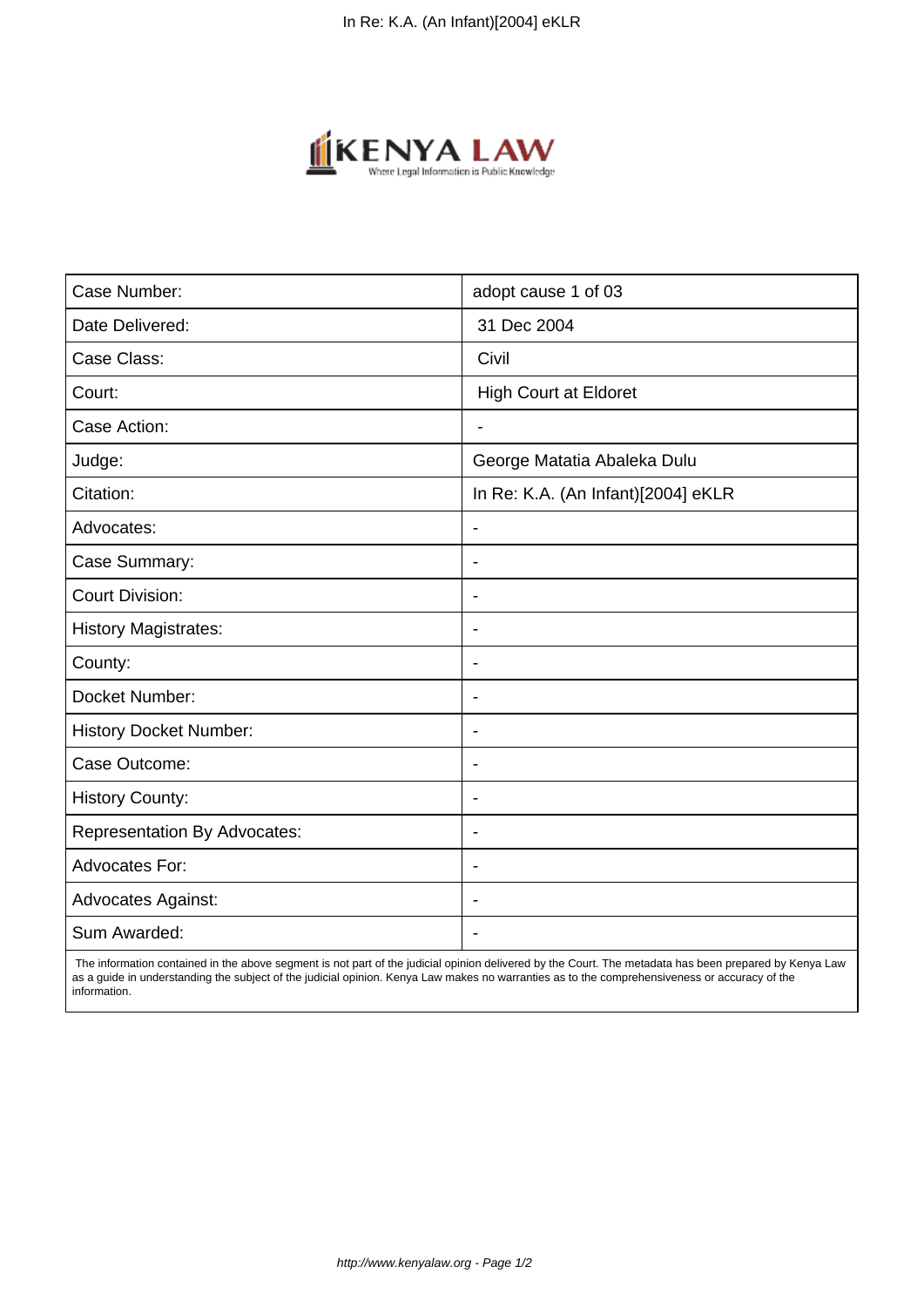| Case Number: | adopt cause 1 of 03 |
|---|---|
| Date Delivered: | 31 Dec 2004 |
| Case Class: | Civil |
| Court: | High Court at Eldoret |
| Case Action: | - |
| Judge: | George Matatia Abaleka Dulu |
| Citation: | In Re: K.A. (An Infant)[2004] eKLR |
| Advocates: | - |
| Case Summary: | - |
| Court Division: | - |
| History Magistrates: | - |
| County: | - |
| Docket Number: | - |
| History Docket Number: | - |
| Case Outcome: | - |
| History County: | - |
| Representation By Advocates: | - |
| Advocates For: | - |
| Advocates Against: | - |
| Sum Awarded: | - |

The information contained in the above segment is not part of the judicial opinion delivered by the Court. The metadata has been prepared by Kenya Law as a guide in understanding the subject of the judicial opinion. Kenya Law makes no warranties as to the comprehensiveness or accuracy of the information.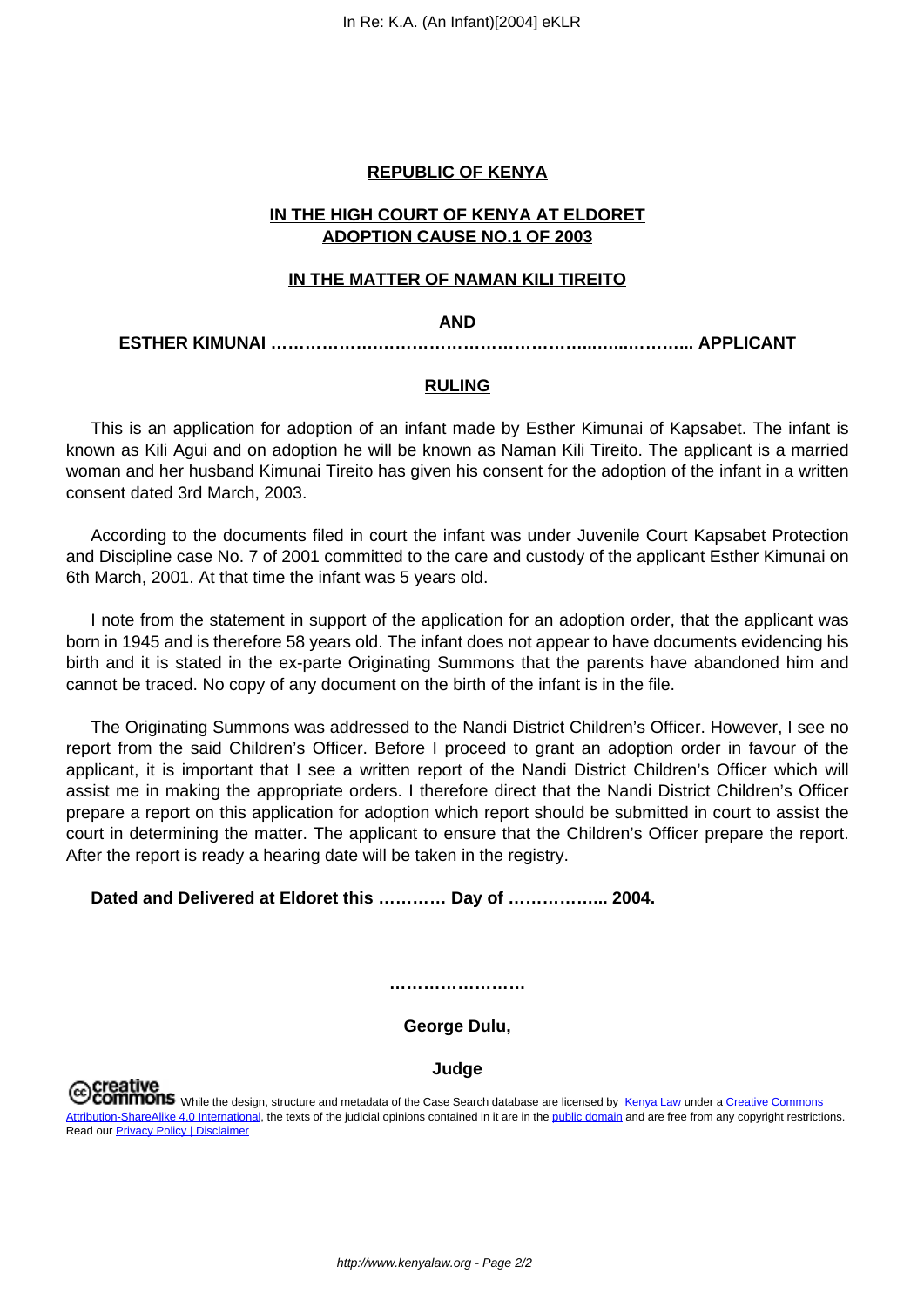**REPUBLIC OF KENYA**

**IN THE HIGH COURT OF KENYA AT ELDORET**
**ADOPTION CAUSE NO.1 OF 2003**

**IN THE MATTER OF NAMAN KILI TIREITO**

**AND**

**ESTHER KIMUNAI ………………………………………………..…..……….. APPLICANT**

**RULING**

This is an application for adoption of an infant made by Esther Kimunai of Kapsabet. The infant is known as Kili Agui and on adoption he will be known as Naman Kili Tireito. The applicant is a married woman and her husband Kimunai Tireito has given his consent for the adoption of the infant in a written consent dated 3rd March, 2003.

According to the documents filed in court the infant was under Juvenile Court Kapsabet Protection and Discipline case No. 7 of 2001 committed to the care and custody of the applicant Esther Kimunai on 6th March, 2001. At that time the infant was 5 years old.

I note from the statement in support of the application for an adoption order, that the applicant was born in 1945 and is therefore 58 years old. The infant does not appear to have documents evidencing his birth and it is stated in the ex-parte Originating Summons that the parents have abandoned him and cannot be traced. No copy of any document on the birth of the infant is in the file.

The Originating Summons was addressed to the Nandi District Children's Officer. However, I see no report from the said Children's Officer. Before I proceed to grant an adoption order in favour of the applicant, it is important that I see a written report of the Nandi District Children's Officer which will assist me in making the appropriate orders. I therefore direct that the Nandi District Children's Officer prepare a report on this application for adoption which report should be submitted in court to assist the court in determining the matter. The applicant to ensure that the Children's Officer prepare the report. After the report is ready a hearing date will be taken in the registry.

**Dated and Delivered at Eldoret this ………… Day of ……………... 2004.**

……………………

**George Dulu,**

**Judge**

While the design, structure and metadata of the Case Search database are licensed by Kenya Law under a Creative Commons Attribution-ShareAlike 4.0 International, the texts of the judicial opinions contained in it are in the public domain and are free from any copyright restrictions. Read our Privacy Policy | Disclaimer